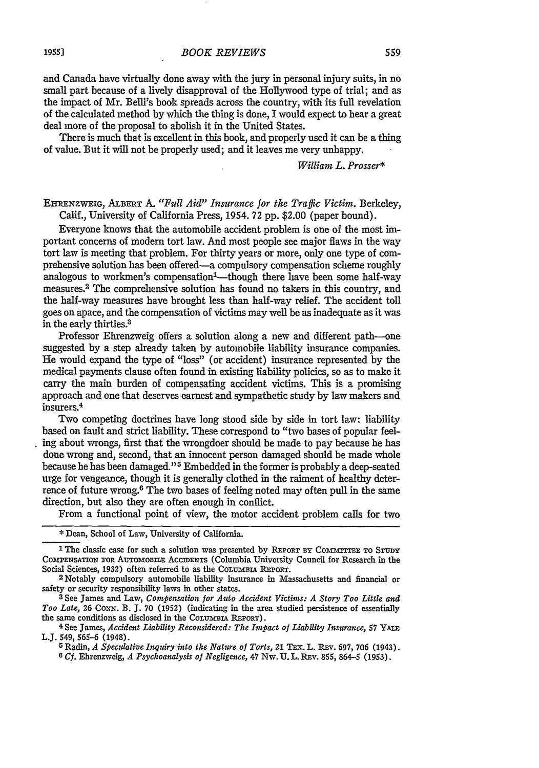and Canada have virtually done away with the jury in personal injury suits, in no small part because of a lively disapproval of the Hollywood type of trial; and as the impact of Mr. Belli's book spreads across the country, with its full revelation of the calculated method by which the thing is done, I would expect to hear a great deal more of the proposal to abolish it in the United States.

There is much that is excellent in this book, and properly used it can be a thing of value. But it will not be properly used; and it leaves me very unhappy.

*William L. Prosser*\*

EHRENZWEIG, ALBERT A. *"Full Aid" Insurance for the Traffic Victim.* Berkeley, Calif., University of California Press, 1954. 72 pp. $2.00 (paper bound).

Everyone knows that the automobile accident problem is one of the most important concerns of modern tort law. And most people see major flaws in the way tort law is meeting that problem. For thirty years or more, only one type of comprehensive solution has been offered—a compulsory compensation scheme roughly analogous to workmen's compensation[1]—though there have been some half-way measures.[2] The comprehensive solution has found no takers in this country, and the half-way measures have brought less than half-way relief. The accident toll goes on apace, and the compensation of victims may well be as inadequate as it was in the early thirties.[3]

Professor Ehrenzweig offers a solution along a new and different path—one suggested by a step already taken by automobile liability insurance companies. He would expand the type of "loss" (or accident) insurance represented by the medical payments clause often found in existing liability policies, so as to make it carry the main burden of compensating accident victims. This is a promising approach and one that deserves earnest and sympathetic study by law makers and insurers.[4]

Two competing doctrines have long stood side by side in tort law: liability based on fault and strict liability. These correspond to "two bases of popular feeling about wrongs, first that the wrongdoer should be made to pay because he has done wrong and, second, that an innocent person damaged should be made whole because he has been damaged."[5] Embedded in the former is probably a deep-seated urge for vengeance, though it is generally clothed in the raiment of healthy deterrence of future wrong.[6] The two bases of feeling noted may often pull in the same direction, but also they are often enough in conflict.

From a functional point of view, the motor accident problem calls for two

---

\* Dean, School of Law, University of California.

[1] The classic case for such a solution was presented by REPORT BY COMMITTEE TO STUDY COMPENSATION FOR AUTOMOBILE ACCIDENTS (Columbia University Council for Research in the Social Sciences, 1932) often referred to as the COLUMBIA REPORT.

[2] Notably compulsory automobile liability insurance in Massachusetts and financial or safety or security responsibility laws in other states.

[3] See James and Law, *Compensation for Auto Accident Victims: A Story Too Little and Too Late,* 26 CONN. B. J. 70 (1952) (indicating in the area studied persistence of essentially the same conditions as disclosed in the COLUMBIA REPORT).

[4] See James, *Accident Liability Reconsidered: The Impact of Liability Insurance,* 57 YALE L.J. 549, 565-6 (1948).

[5] Radin, *A Speculative Inquiry into the Nature of Torts,* 21 TEX. L. REV. 697, 706 (1943).

[6] *Cf.* Ehrenzweig, *A Psychoanalysis of Negligence,* 47 NW. U. L. REV. 855, 864-5 (1953).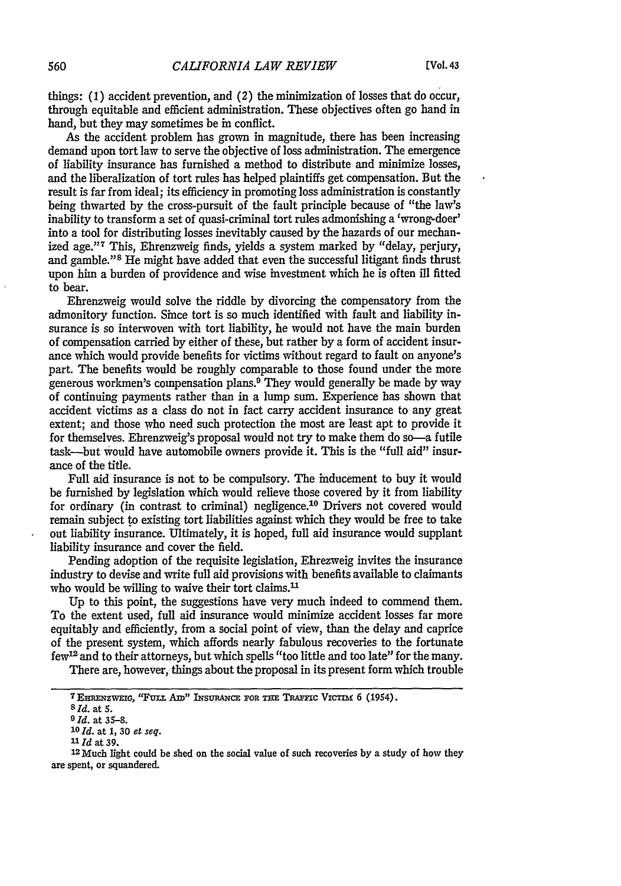things: (1) accident prevention, and (2) the minimization of losses that do occur, through equitable and efficient administration. These objectives often go hand in hand, but they may sometimes be in conflict.

As the accident problem has grown in magnitude, there has been increasing demand upon tort law to serve the objective of loss administration. The emergence of liability insurance has furnished a method to distribute and minimize losses, and the liberalization of tort rules has helped plaintiffs get compensation. But the result is far from ideal; its efficiency in promoting loss administration is constantly being thwarted by the cross-pursuit of the fault principle because of "the law's inability to transform a set of quasi-criminal tort rules admonishing a 'wrong-doer' into a tool for distributing losses inevitably caused by the hazards of our mechanized age."[7] This, Ehrenzweig finds, yields a system marked by "delay, perjury, and gamble."[8] He might have added that even the successful litigant finds thrust upon him a burden of providence and wise investment which he is often ill fitted to bear.

Ehrenzweig would solve the riddle by divorcing the compensatory from the admonitory function. Since tort is so much identified with fault and liability insurance is so interwoven with tort liability, he would not have the main burden of compensation carried by either of these, but rather by a form of accident insurance which would provide benefits for victims without regard to fault on anyone's part. The benefits would be roughly comparable to those found under the more generous workmen's compensation plans.[9] They would generally be made by way of continuing payments rather than in a lump sum. Experience has shown that accident victims as a class do not in fact carry accident insurance to any great extent; and those who need such protection the most are least apt to provide it for themselves. Ehrenzweig's proposal would not try to make them do so—a futile task—but would have automobile owners provide it. This is the "full aid" insurance of the title.

Full aid insurance is not to be compulsory. The inducement to buy it would be furnished by legislation which would relieve those covered by it from liability for ordinary (in contrast to criminal) negligence.[10] Drivers not covered would remain subject to existing tort liabilities against which they would be free to take out liability insurance. Ultimately, it is hoped, full aid insurance would supplant liability insurance and cover the field.

Pending adoption of the requisite legislation, Ehrezweig invites the insurance industry to devise and write full aid provisions with benefits available to claimants who would be willing to waive their tort claims.[11]

Up to this point, the suggestions have very much indeed to commend them. To the extent used, full aid insurance would minimize accident losses far more equitably and efficiently, from a social point of view, than the delay and caprice of the present system, which affords nearly fabulous recoveries to the fortunate few[12] and to their attorneys, but which spells "too little and too late" for the many.

There are, however, things about the proposal in its present form which trouble

---

[7] EHRENZWEIG, "FULL AID" INSURANCE FOR THE TRAFFIC VICTIM 6 (1954).

[8] *Id.* at 5.

[9] *Id.* at 35–8.

[10] *Id.* at 1, 30 *et seq.*

[11] *Id* at 39.

[12] Much light could be shed on the social value of such recoveries by a study of how they are spent, or squandered.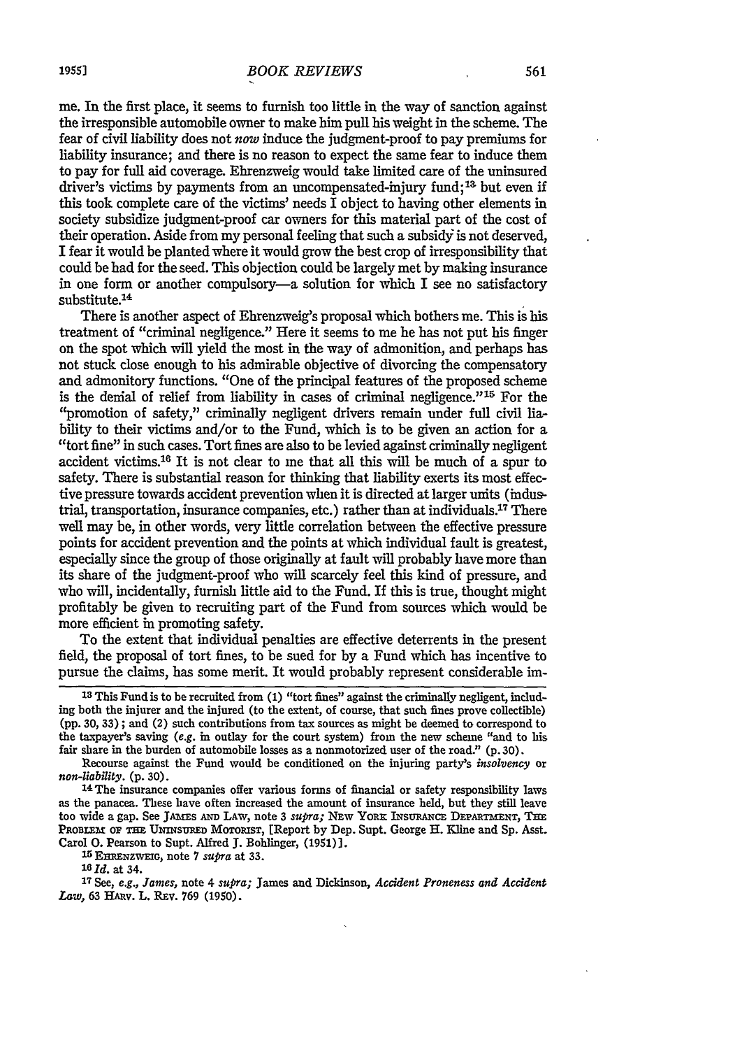me. In the first place, it seems to furnish too little in the way of sanction against the irresponsible automobile owner to make him pull his weight in the scheme. The fear of civil liability does not *now* induce the judgment-proof to pay premiums for liability insurance; and there is no reason to expect the same fear to induce them to pay for full aid coverage. Ehrenzweig would take limited care of the uninsured driver's victims by payments from an uncompensated-injury fund;[13] but even if this took complete care of the victims' needs I object to having other elements in society subsidize judgment-proof car owners for this material part of the cost of their operation. Aside from my personal feeling that such a subsidy is not deserved, I fear it would be planted where it would grow the best crop of irresponsibility that could be had for the seed. This objection could be largely met by making insurance in one form or another compulsory—a solution for which I see no satisfactory substitute.[14]

There is another aspect of Ehrenzweig's proposal which bothers me. This is his treatment of "criminal negligence." Here it seems to me he has not put his finger on the spot which will yield the most in the way of admonition, and perhaps has not stuck close enough to his admirable objective of divorcing the compensatory and admonitory functions. "One of the principal features of the proposed scheme is the denial of relief from liability in cases of criminal negligence."[15] For the "promotion of safety," criminally negligent drivers remain under full civil liability to their victims and/or to the Fund, which is to be given an action for a "tort fine" in such cases. Tort fines are also to be levied against criminally negligent accident victims.[16] It is not clear to me that all this will be much of a spur to safety. There is substantial reason for thinking that liability exerts its most effective pressure towards accident prevention when it is directed at larger units (industrial, transportation, insurance companies, etc.) rather than at individuals.[17] There well may be, in other words, very little correlation between the effective pressure points for accident prevention and the points at which individual fault is greatest, especially since the group of those originally at fault will probably have more than its share of the judgment-proof who will scarcely feel this kind of pressure, and who will, incidentally, furnish little aid to the Fund. If this is true, thought might profitably be given to recruiting part of the Fund from sources which would be more efficient in promoting safety.

To the extent that individual penalties are effective deterrents in the present field, the proposal of tort fines, to be sued for by a Fund which has incentive to pursue the claims, has some merit. It would probably represent considerable im-

---

[13] This Fund is to be recruited from (1) "tort fines" against the criminally negligent, including both the injurer and the injured (to the extent, of course, that such fines prove collectible) (pp. 30, 33); and (2) such contributions from tax sources as might be deemed to correspond to the taxpayer's saving (*e.g.* in outlay for the court system) from the new scheme "and to his fair share in the burden of automobile losses as a nonmotorized user of the road." (p. 30).

Recourse against the Fund would be conditioned on the injuring party's *insolvency* or *non-liability*. (p. 30).

[14] The insurance companies offer various forms of financial or safety responsibility laws as the panacea. These have often increased the amount of insurance held, but they still leave too wide a gap. See JAMES AND LAW, note 3 *supra;* NEW YORK INSURANCE DEPARTMENT, THE PROBLEM OF THE UNINSURED MOTORIST, [Report by Dep. Supt. George H. Kline and Sp. Asst. Carol O. Pearson to Supt. Alfred J. Bohlinger, (1951)].

[15] EHRENZWEIG, note 7 *supra* at 33.

[16] *Id.* at 34.

[17] See, *e.g.*, *James*, note 4 *supra;* James and Dickinson, *Accident Proneness and Accident Law*, 63 HARV. L. REV. 769 (1950).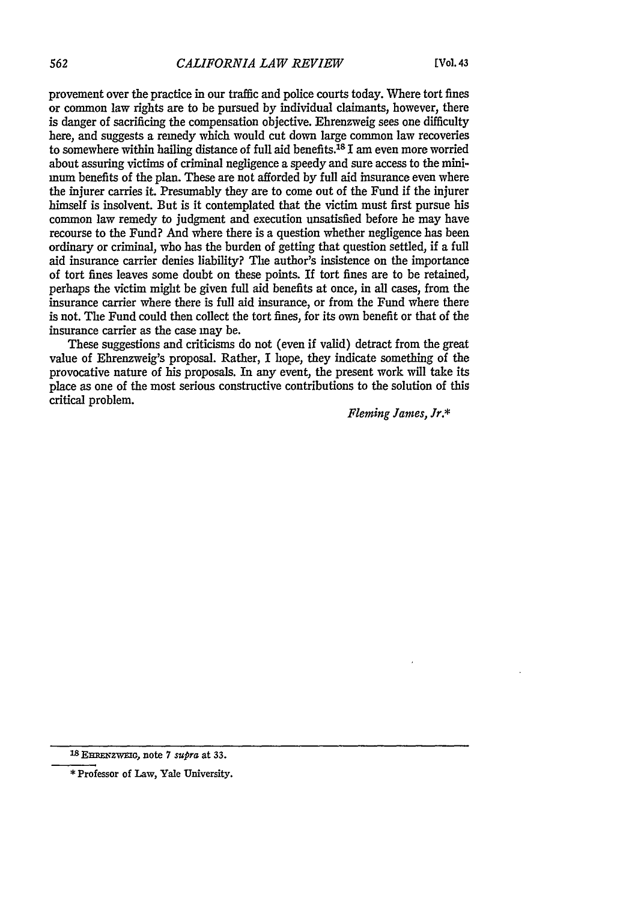provement over the practice in our traffic and police courts today. Where tort fines or common law rights are to be pursued by individual claimants, however, there is danger of sacrificing the compensation objective. Ehrenzweig sees one difficulty here, and suggests a remedy which would cut down large common law recoveries to somewhere within hailing distance of full aid benefits.[18] I am even more worried about assuring victims of criminal negligence a speedy and sure access to the minimum benefits of the plan. These are not afforded by full aid insurance even where the injurer carries it. Presumably they are to come out of the Fund if the injurer himself is insolvent. But is it contemplated that the victim must first pursue his common law remedy to judgment and execution unsatisfied before he may have recourse to the Fund? And where there is a question whether negligence has been ordinary or criminal, who has the burden of getting that question settled, if a full aid insurance carrier denies liability? The author's insistence on the importance of tort fines leaves some doubt on these points. If tort fines are to be retained, perhaps the victim might be given full aid benefits at once, in all cases, from the insurance carrier where there is full aid insurance, or from the Fund where there is not. The Fund could then collect the tort fines, for its own benefit or that of the insurance carrier as the case may be.

These suggestions and criticisms do not (even if valid) detract from the great value of Ehrenzweig's proposal. Rather, I hope, they indicate something of the provocative nature of his proposals. In any event, the present work will take its place as one of the most serious constructive contributions to the solution of this critical problem.

*Fleming James, Jr.**

---

[18] EHRENZWEIG, note 7 *supra* at 33.

\* Professor of Law, Yale University.